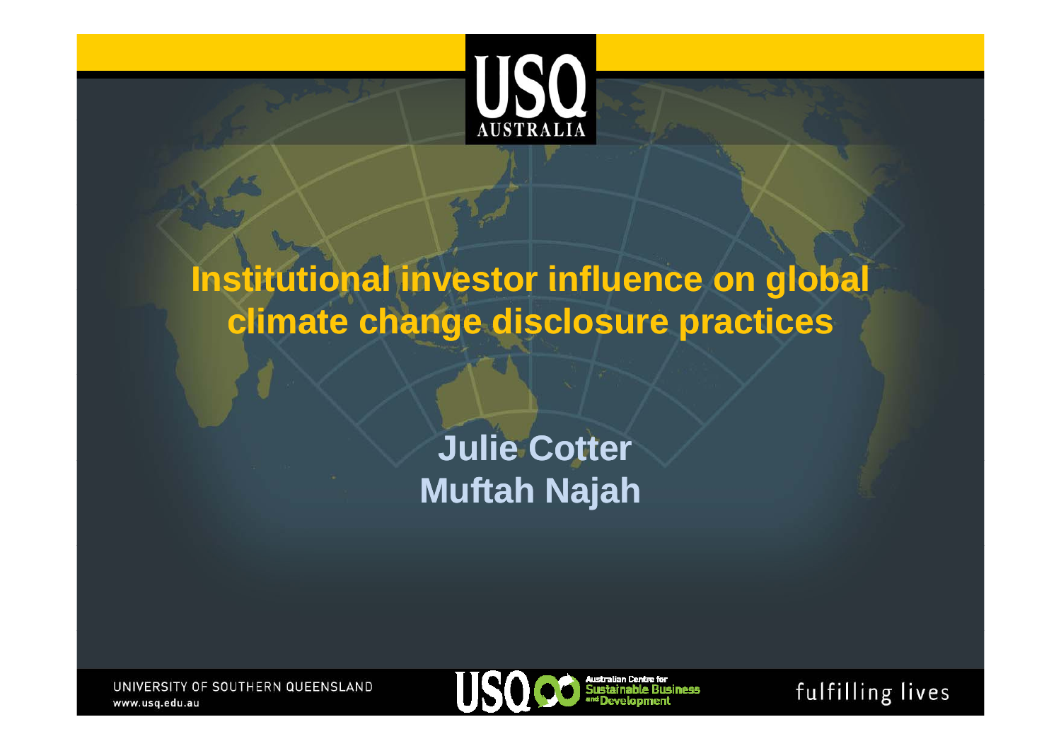# Institutional investor influence on global climate change disclosure practices

**Julie Cotter**
**Muftah Najah**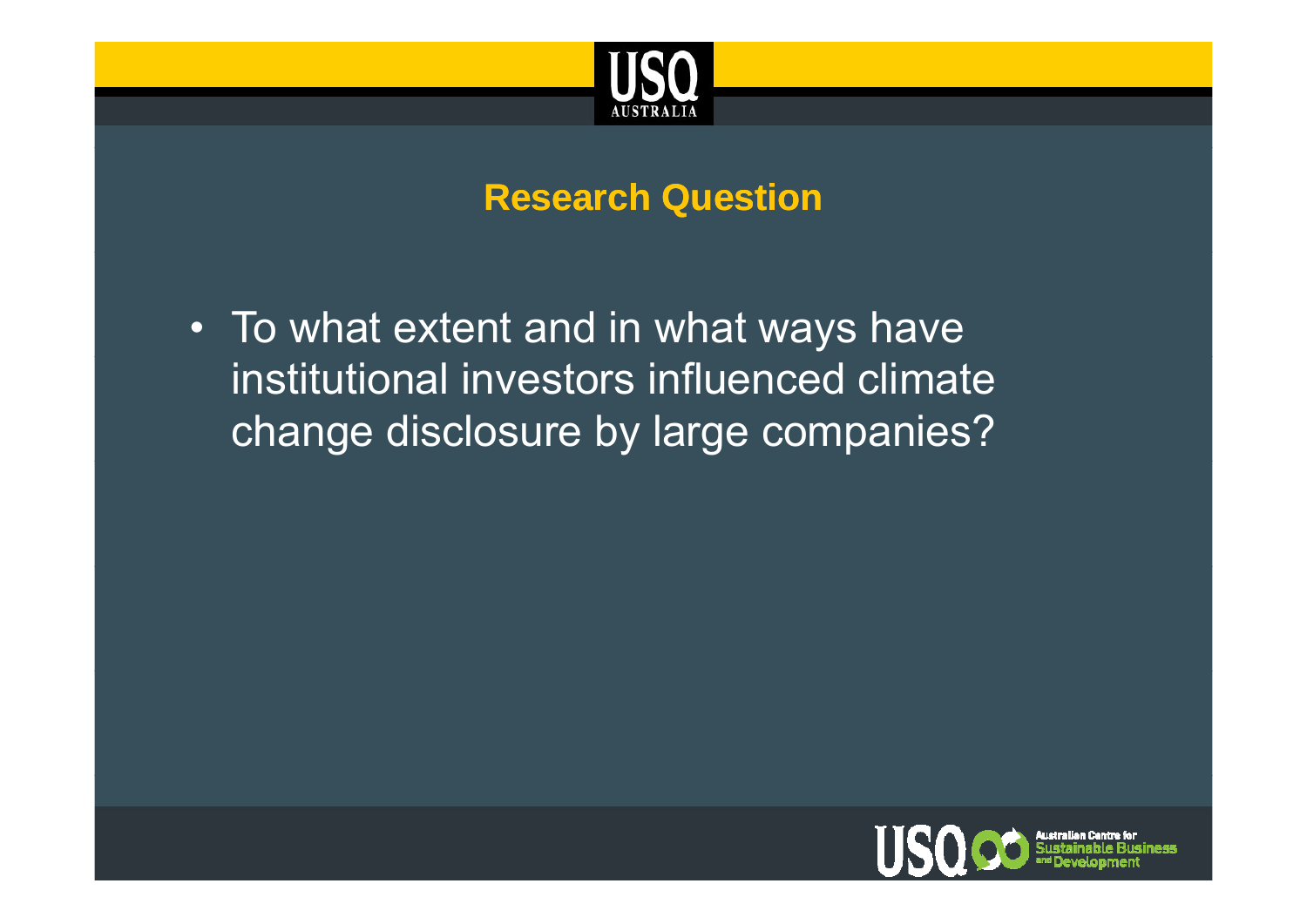## Research Question

- To what extent and in what ways have institutional investors influenced climate change disclosure by large companies?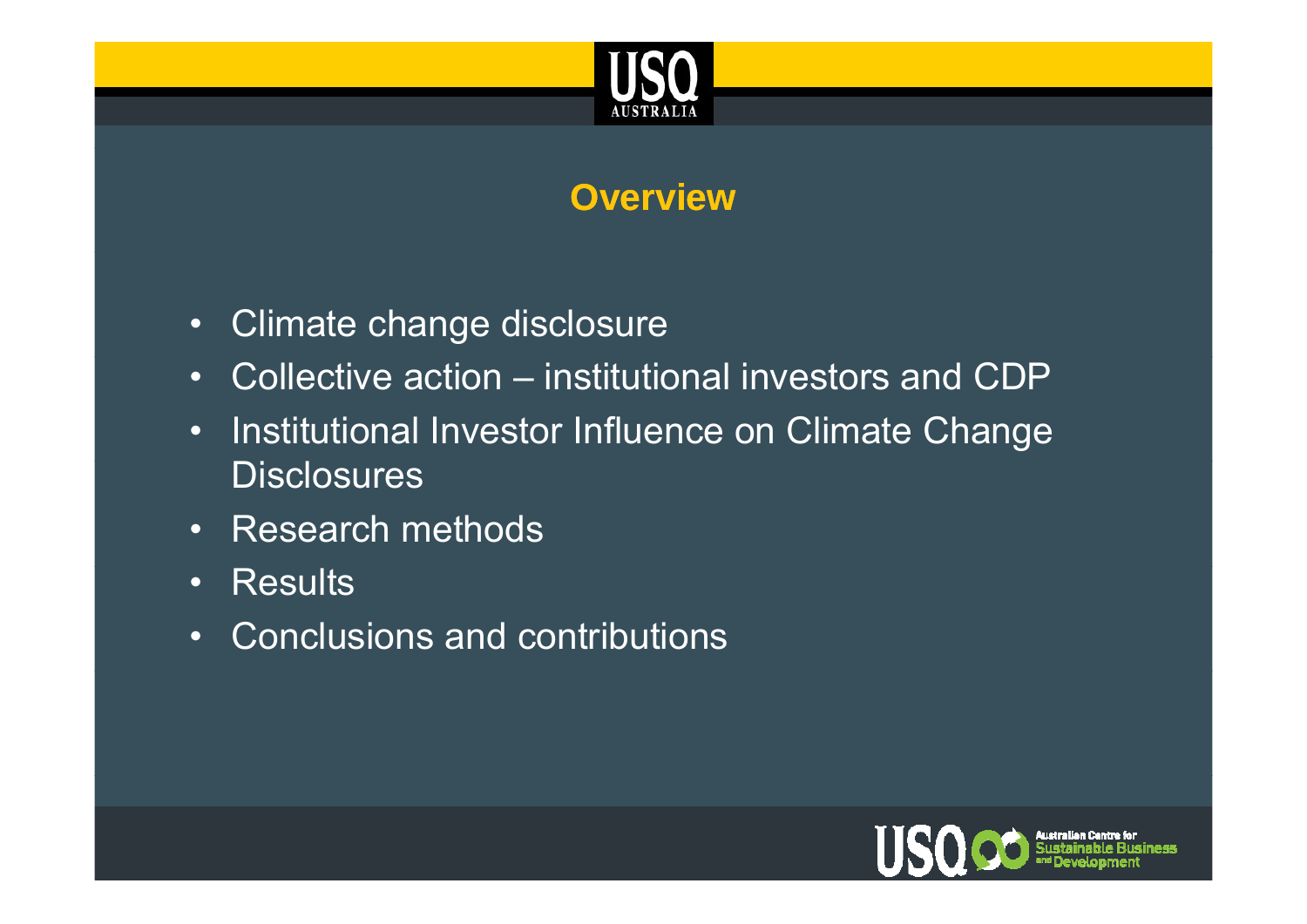# Overview

- Climate change disclosure
- Collective action – institutional investors and CDP
- Institutional Investor Influence on Climate Change Disclosures
- Research methods
- Results
- Conclusions and contributions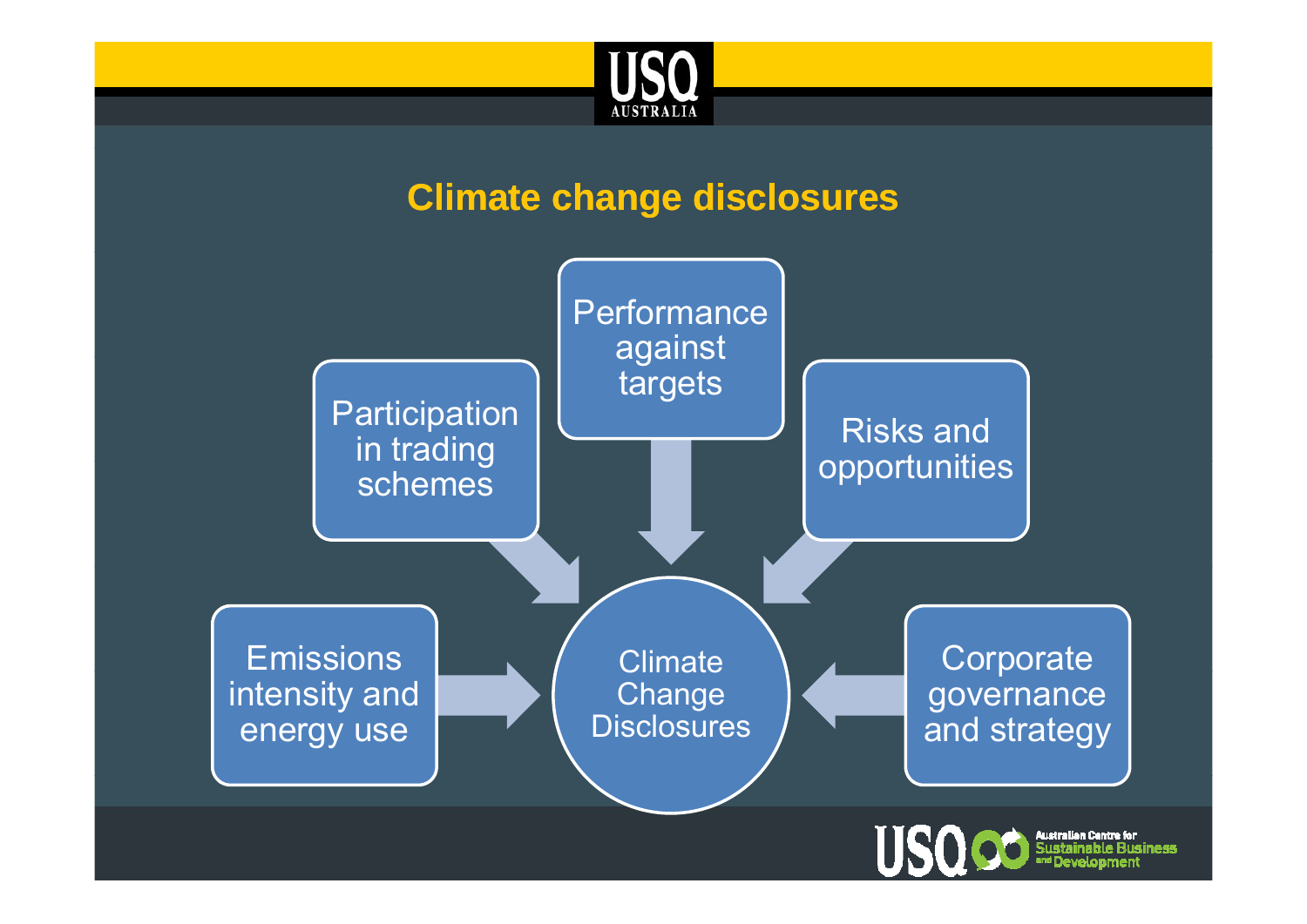# Climate change disclosures

- Performance against targets
- Participation in trading schemes
- Risks and opportunities
- Emissions intensity and energy use
- Corporate governance and strategy

→ Climate Change Disclosures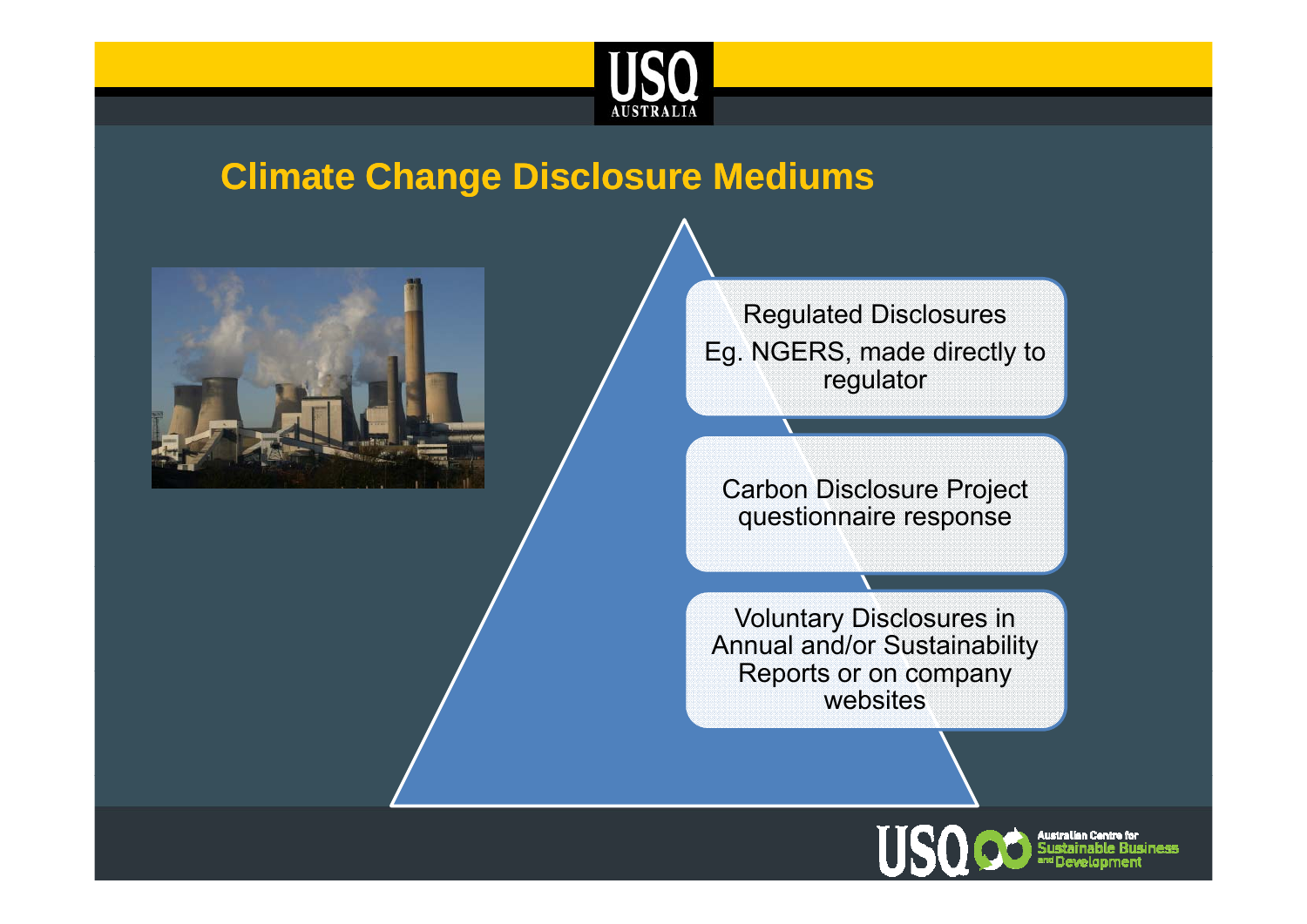## Climate Change Disclosure Mediums

- Regulated Disclosures
  Eg. NGERS, made directly to regulator
- Carbon Disclosure Project questionnaire response
- Voluntary Disclosures in Annual and/or Sustainability Reports or on company websites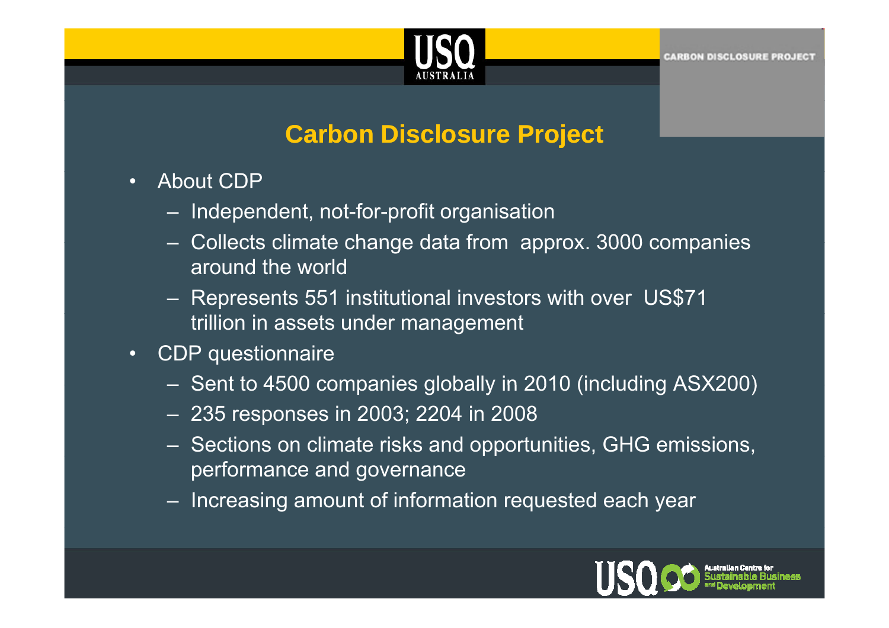# Carbon Disclosure Project

- About CDP
  - Independent, not-for-profit organisation
  - Collects climate change data from approx. 3000 companies around the world
  - Represents 551 institutional investors with over US$71 trillion in assets under management
- CDP questionnaire
  - Sent to 4500 companies globally in 2010 (including ASX200)
  - 235 responses in 2003; 2204 in 2008
  - Sections on climate risks and opportunities, GHG emissions, performance and governance
  - Increasing amount of information requested each year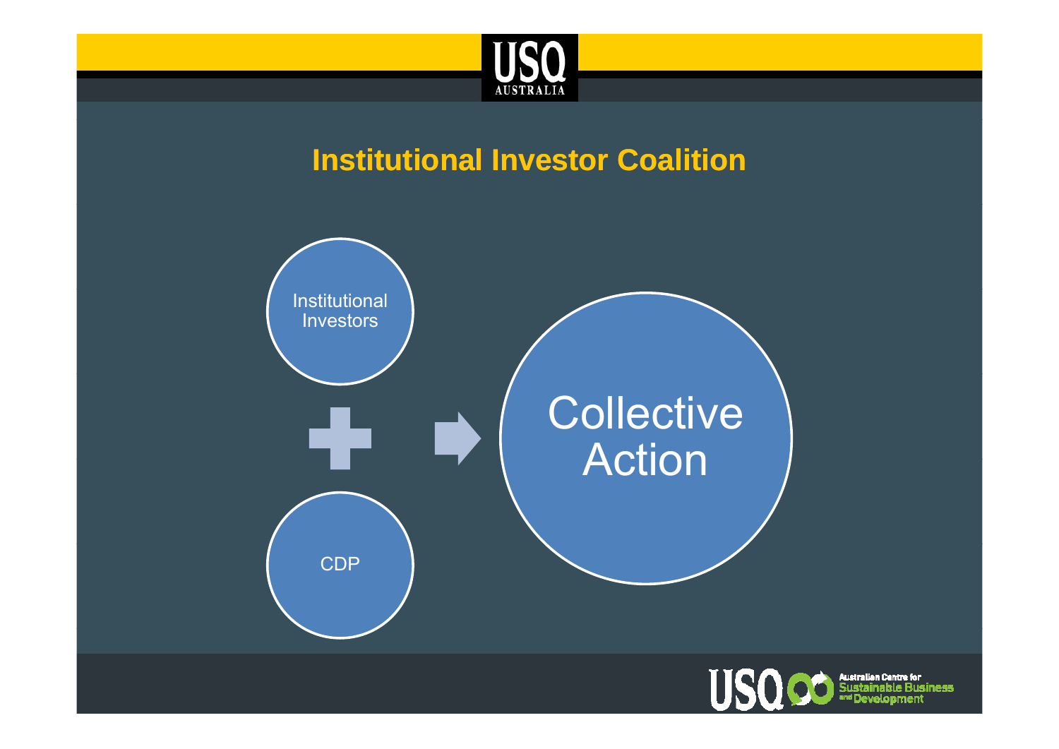# Institutional Investor Coalition

Institutional Investors

+

CDP

→

Collective Action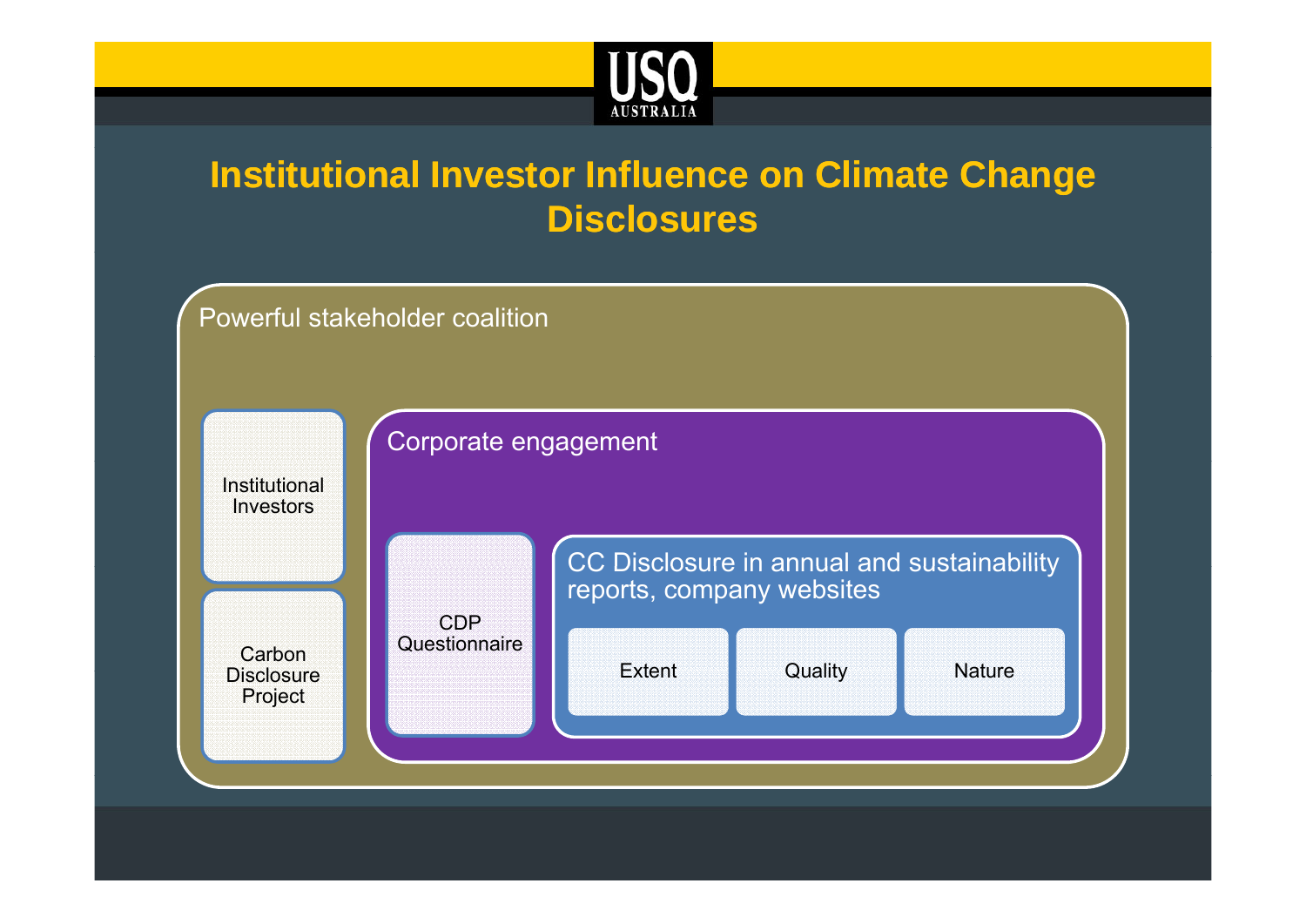# Institutional Investor Influence on Climate Change Disclosures

Powerful stakeholder coalition

- Institutional Investors
- Carbon Disclosure Project

Corporate engagement

- CDP Questionnaire

CC Disclosure in annual and sustainability reports, company websites

- Extent
- Quality
- Nature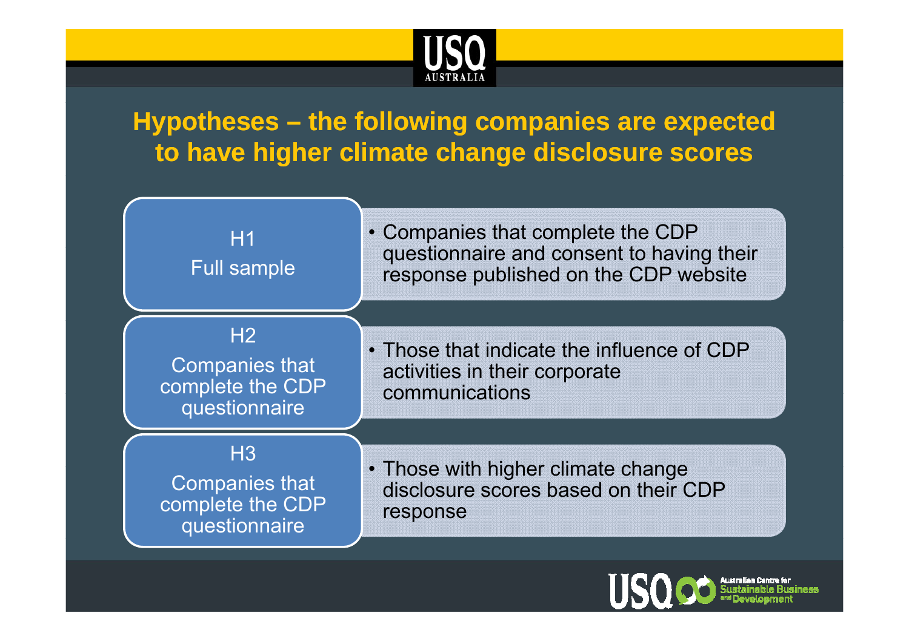# Hypotheses – the following companies are expected to have higher climate change disclosure scores

| | |
|---|---|
| H1<br>Full sample | • Companies that complete the CDP questionnaire and consent to having their response published on the CDP website |
| H2<br>Companies that complete the CDP questionnaire | • Those that indicate the influence of CDP activities in their corporate communications |
| H3<br>Companies that complete the CDP questionnaire | • Those with higher climate change disclosure scores based on their CDP response |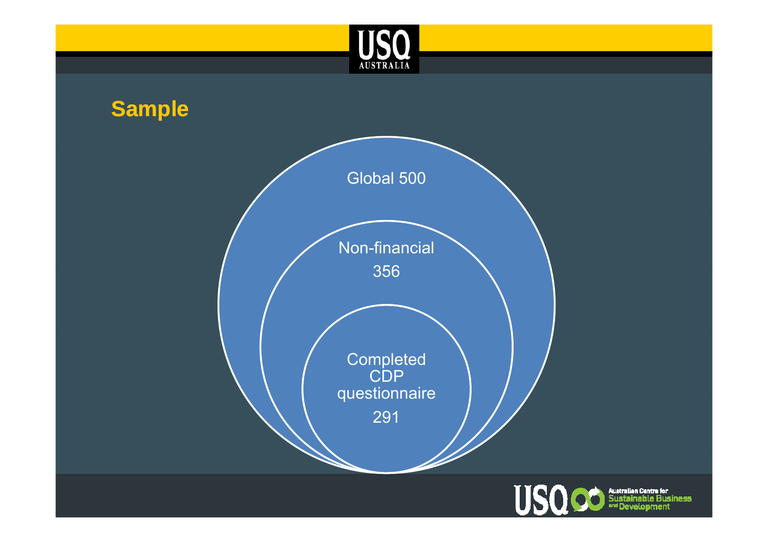## Sample

Global 500

Non-financial

356

Completed CDP questionnaire

291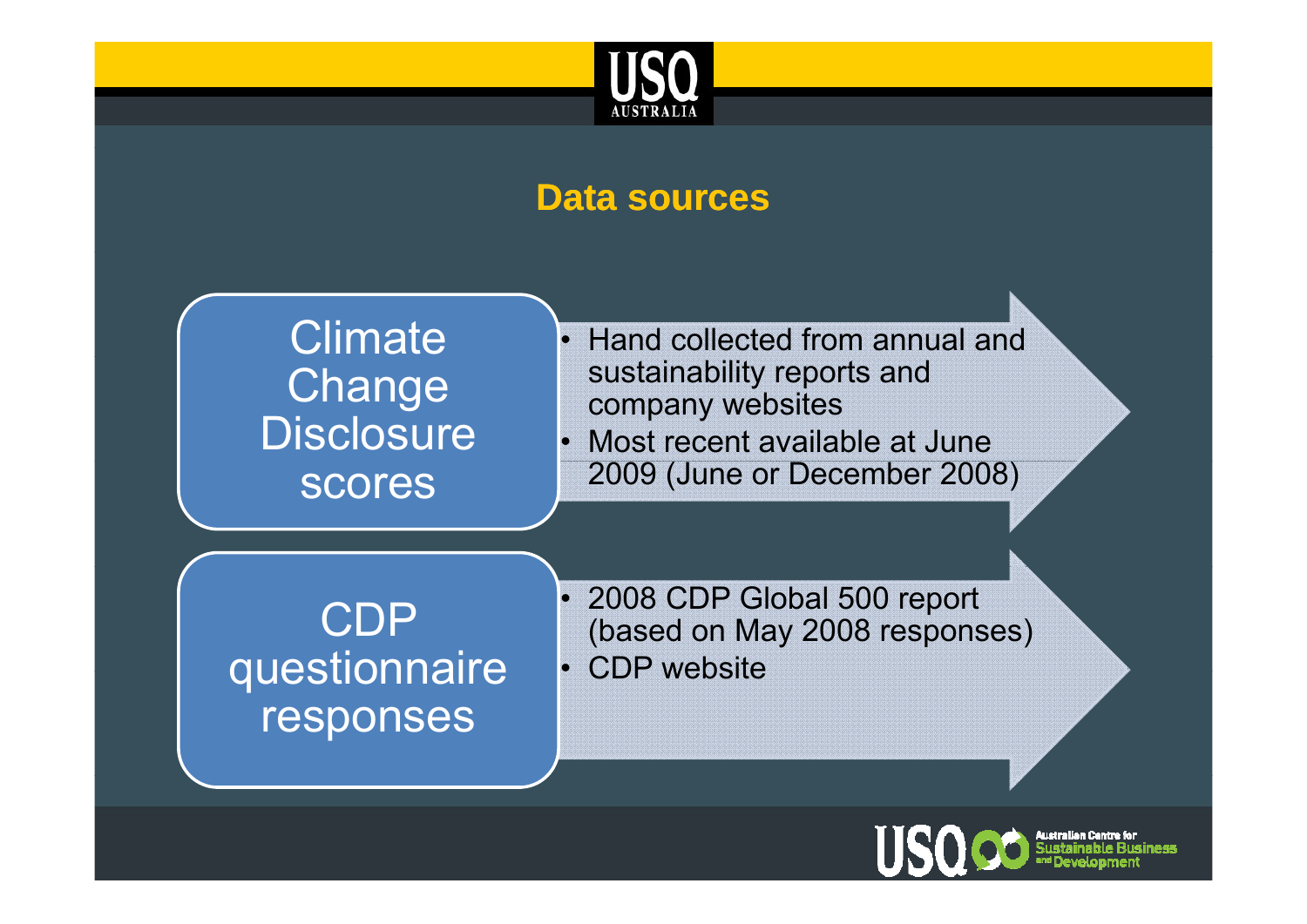## Data sources

**Climate Change Disclosure scores**

- Hand collected from annual and sustainability reports and company websites
- Most recent available at June 2009 (June or December 2008)

**CDP questionnaire responses**

- 2008 CDP Global 500 report (based on May 2008 responses)
- CDP website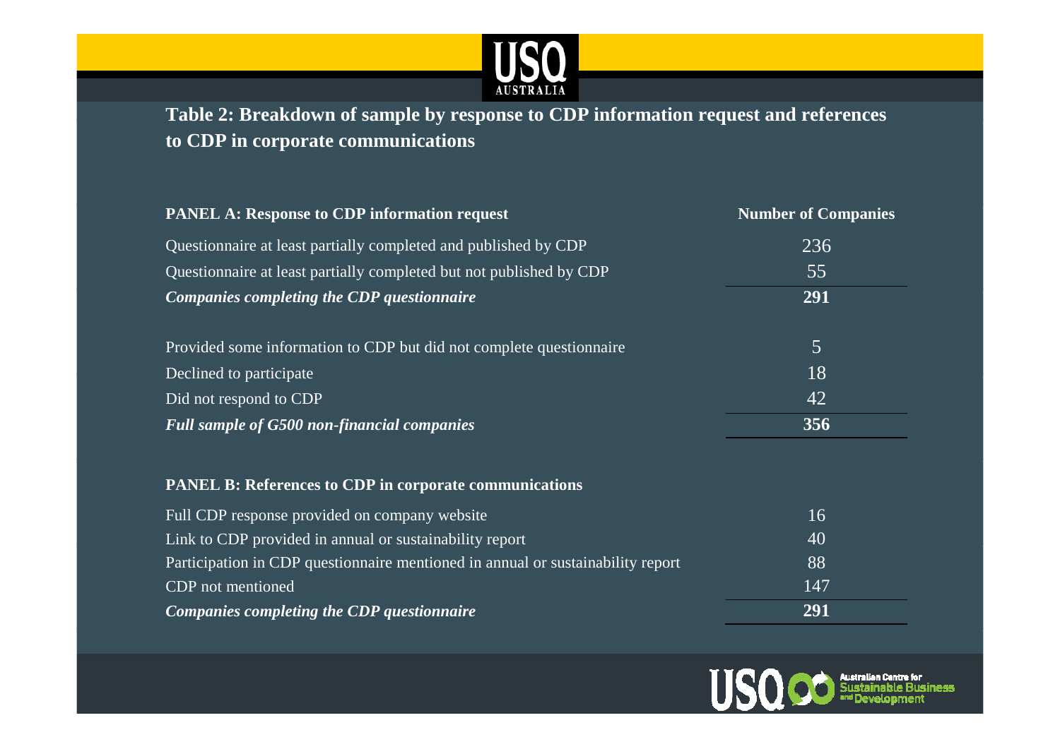## Table 2: Breakdown of sample by response to CDP information request and references to CDP in corporate communications

| PANEL A: Response to CDP information request | Number of Companies |
|---|---|
| Questionnaire at least partially completed and published by CDP | 236 |
| Questionnaire at least partially completed but not published by CDP | 55 |
| ***Companies completing the CDP questionnaire*** | **291** |
| | |
| Provided some information to CDP but did not complete questionnaire | 5 |
| Declined to participate | 18 |
| Did not respond to CDP | 42 |
| ***Full sample of G500 non-financial companies*** | **356** |

| PANEL B: References to CDP in corporate communications | |
|---|---|
| Full CDP response provided on company website | 16 |
| Link to CDP provided in annual or sustainability report | 40 |
| Participation in CDP questionnaire mentioned in annual or sustainability report | 88 |
| CDP not mentioned | 147 |
| ***Companies completing the CDP questionnaire*** | **291** |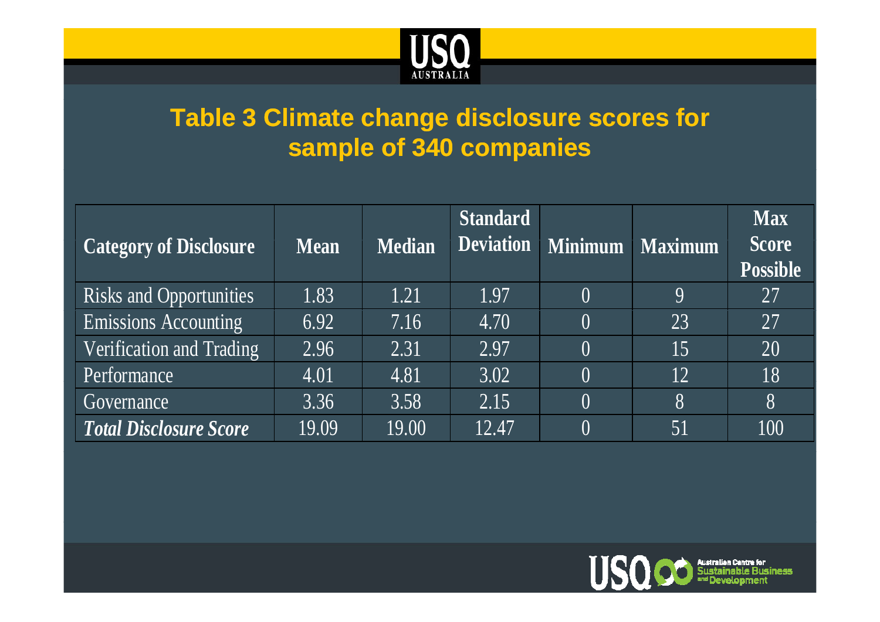## Table 3 Climate change disclosure scores for sample of 340 companies

| Category of Disclosure | Mean | Median | Standard Deviation | Minimum | Maximum | Max Score Possible |
|---|---|---|---|---|---|---|
| Risks and Opportunities | 1.83 | 1.21 | 1.97 | 0 | 9 | 27 |
| Emissions Accounting | 6.92 | 7.16 | 4.70 | 0 | 23 | 27 |
| Verification and Trading | 2.96 | 2.31 | 2.97 | 0 | 15 | 20 |
| Performance | 4.01 | 4.81 | 3.02 | 0 | 12 | 18 |
| Governance | 3.36 | 3.58 | 2.15 | 0 | 8 | 8 |
| ***Total Disclosure Score*** | 19.09 | 19.00 | 12.47 | 0 | 51 | 100 |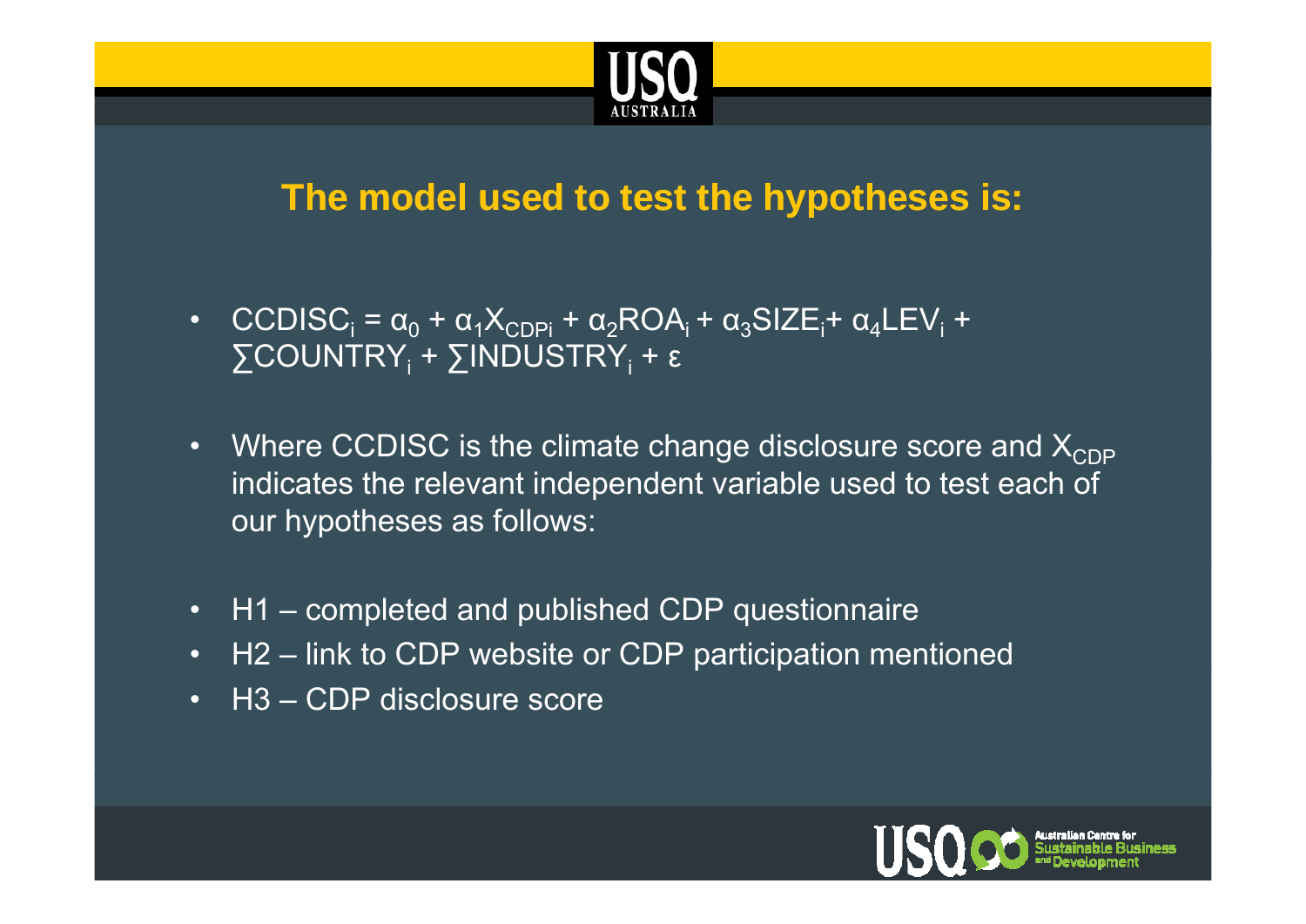## The model used to test the hypotheses is:

- $CCDISC_i = \alpha_0 + \alpha_1 X_{CDPi} + \alpha_2 ROA_i + \alpha_3 SIZE_i + \alpha_4 LEV_i + \sum COUNTRY_i + \sum INDUSTRY_i + \varepsilon$
- Where CCDISC is the climate change disclosure score and $X_{CDP}$ indicates the relevant independent variable used to test each of our hypotheses as follows:
- H1 – completed and published CDP questionnaire
- H2 – link to CDP website or CDP participation mentioned
- H3 – CDP disclosure score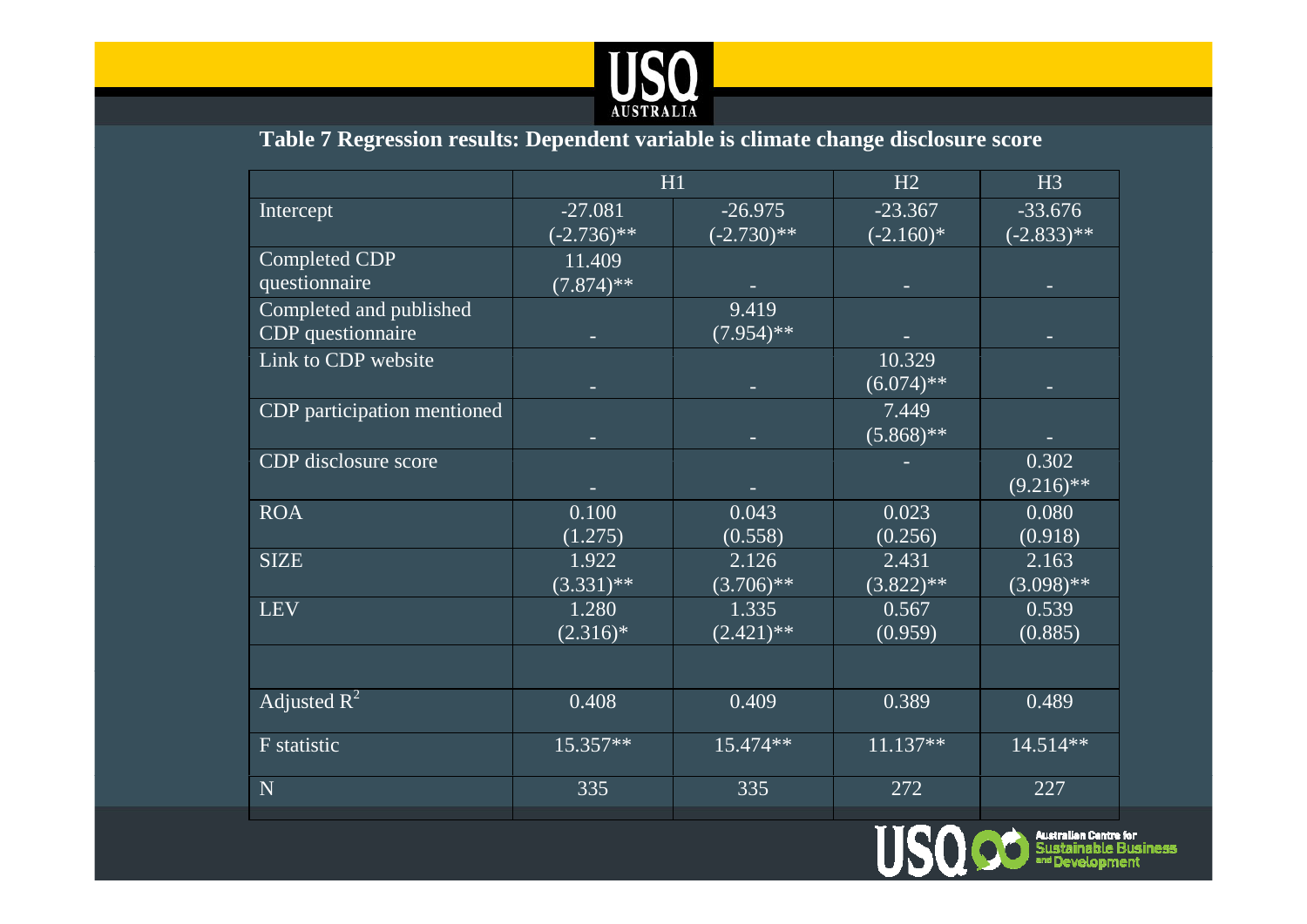## Table 7 Regression results: Dependent variable is climate change disclosure score

| | H1 | | H2 | H3 |
|---|---|---|---|---|
| Intercept | -27.081 (-2.736)** | -26.975 (-2.730)** | -23.367 (-2.160)* | -33.676 (-2.833)** |
| Completed CDP questionnaire | 11.409 (7.874)** | - | - | - |
| Completed and published CDP questionnaire | - | 9.419 (7.954)** | - | - |
| Link to CDP website | - | - | 10.329 (6.074)** | - |
| CDP participation mentioned | - | - | 7.449 (5.868)** | - |
| CDP disclosure score | - | - | - | 0.302 (9.216)** |
| ROA | 0.100 (1.275) | 0.043 (0.558) | 0.023 (0.256) | 0.080 (0.918) |
| SIZE | 1.922 (3.331)** | 2.126 (3.706)** | 2.431 (3.822)** | 2.163 (3.098)** |
| LEV | 1.280 (2.316)* | 1.335 (2.421)** | 0.567 (0.959) | 0.539 (0.885) |
| | | | | |
| Adjusted $R^2$ | 0.408 | 0.409 | 0.389 | 0.489 |
| F statistic | 15.357** | 15.474** | 11.137** | 14.514** |
| N | 335 | 335 | 272 | 227 |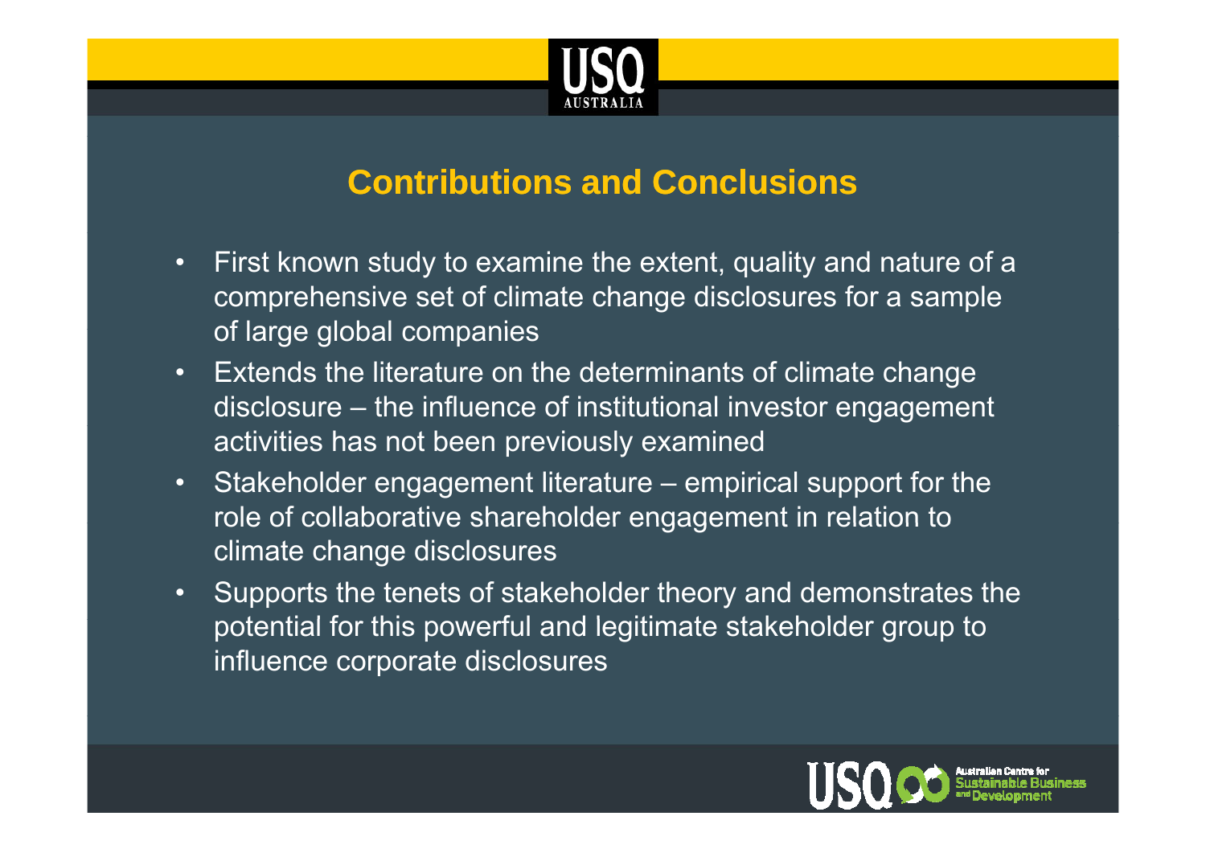## Contributions and Conclusions

- First known study to examine the extent, quality and nature of a comprehensive set of climate change disclosures for a sample of large global companies
- Extends the literature on the determinants of climate change disclosure – the influence of institutional investor engagement activities has not been previously examined
- Stakeholder engagement literature – empirical support for the role of collaborative shareholder engagement in relation to climate change disclosures
- Supports the tenets of stakeholder theory and demonstrates the potential for this powerful and legitimate stakeholder group to influence corporate disclosures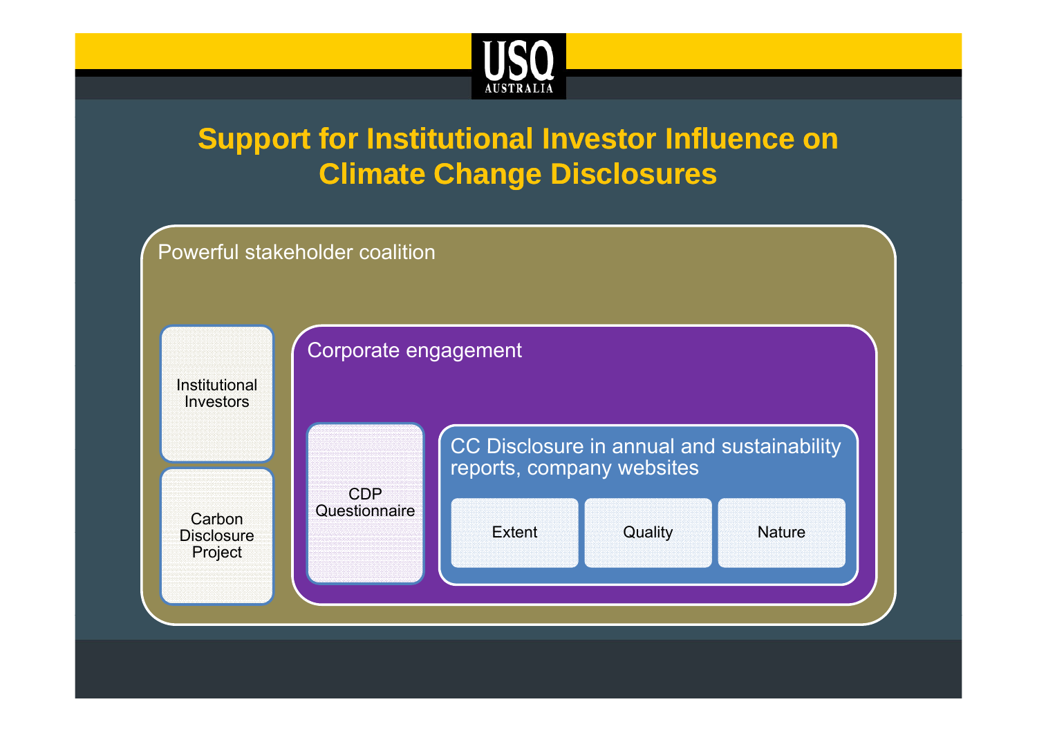# Support for Institutional Investor Influence on Climate Change Disclosures

Powerful stakeholder coalition

- Institutional Investors
- Carbon Disclosure Project

Corporate engagement

- CDP Questionnaire

CC Disclosure in annual and sustainability reports, company websites

- Extent
- Quality
- Nature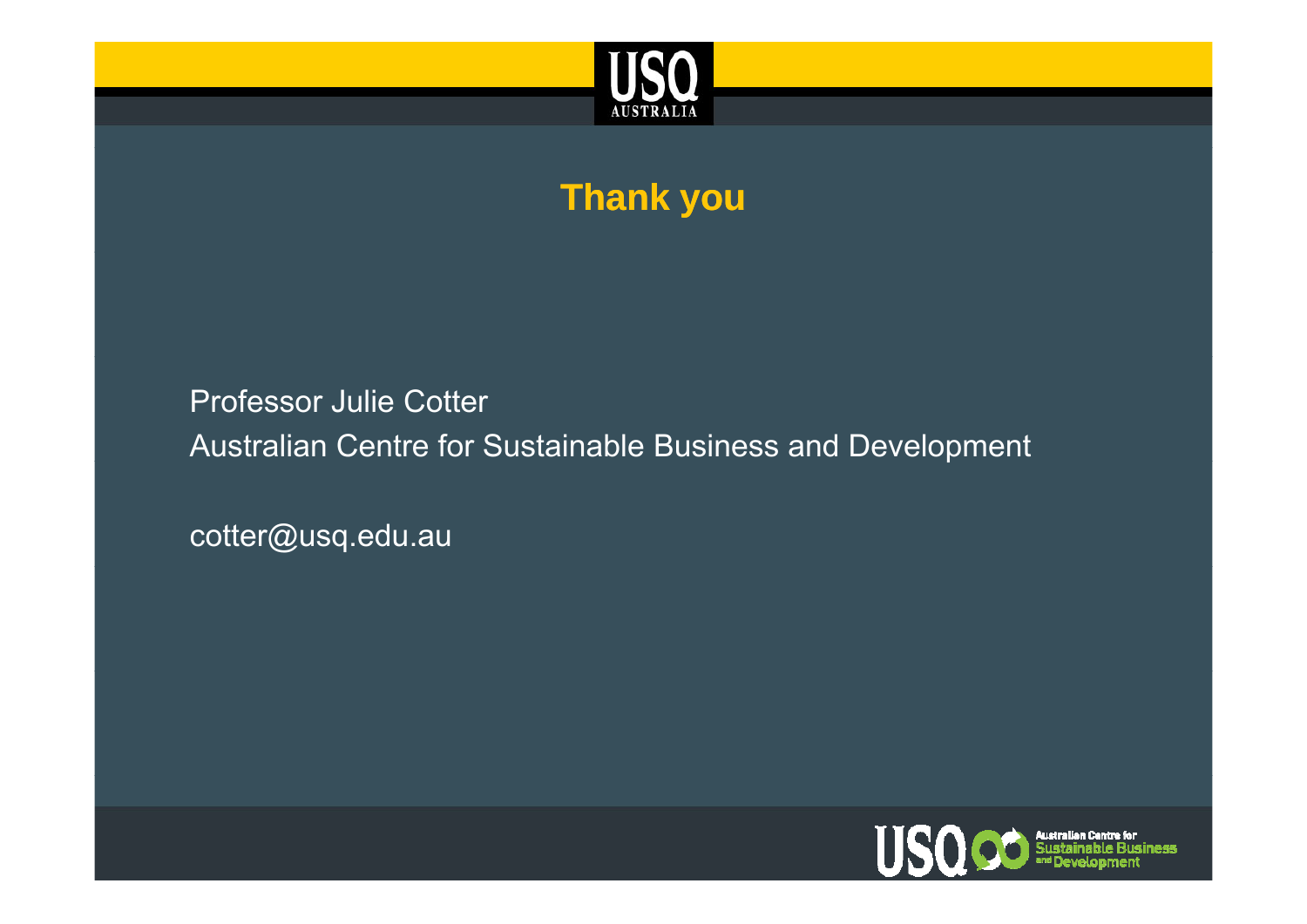# Thank you

Professor Julie Cotter

Australian Centre for Sustainable Business and Development

cotter@usq.edu.au